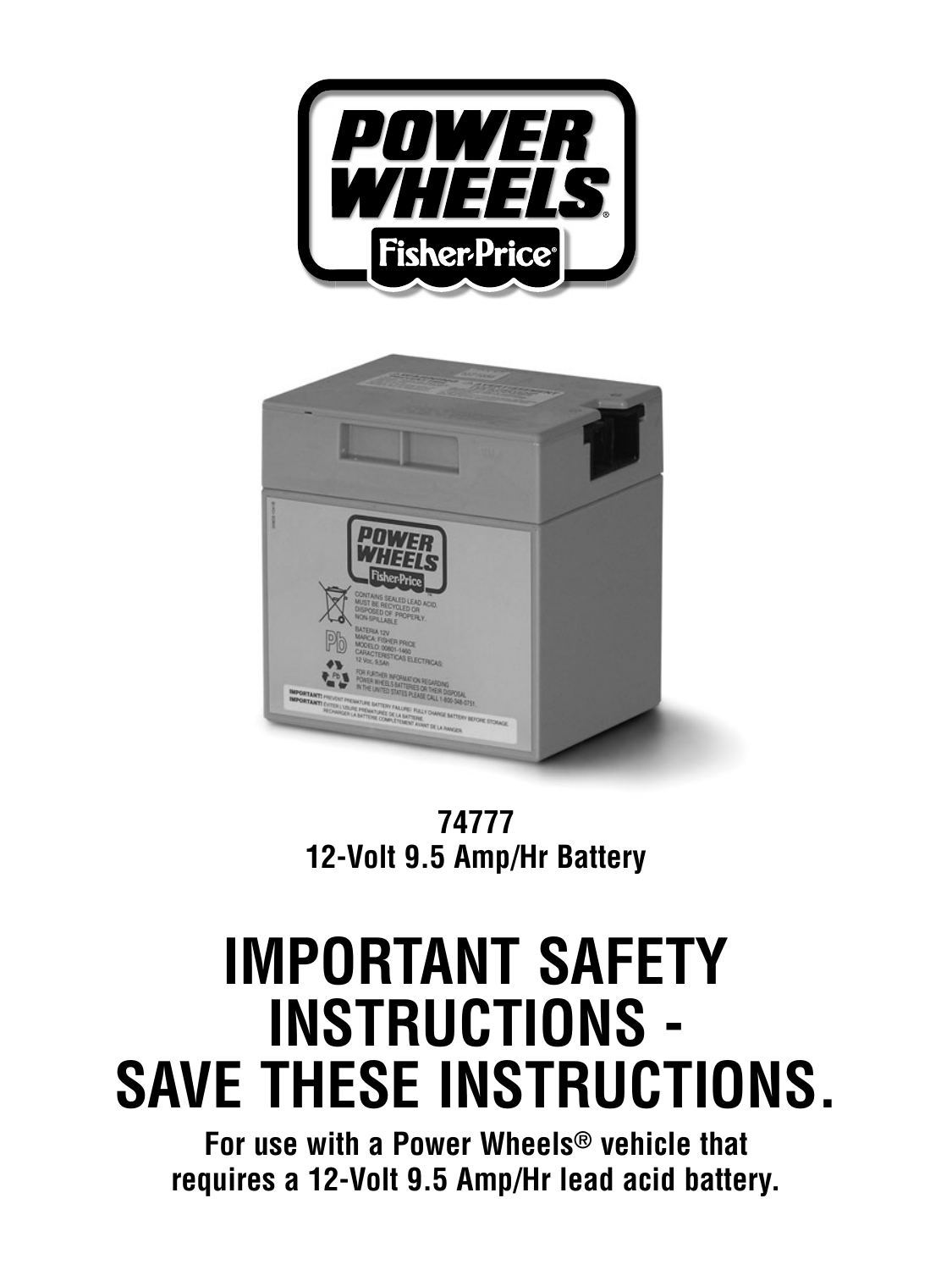**74777**
**12-Volt 9.5 Amp/Hr Battery**

# IMPORTANT SAFETY INSTRUCTIONS - SAVE THESE INSTRUCTIONS.

**For use with a Power Wheels® vehicle that requires a 12-Volt 9.5 Amp/Hr lead acid battery.**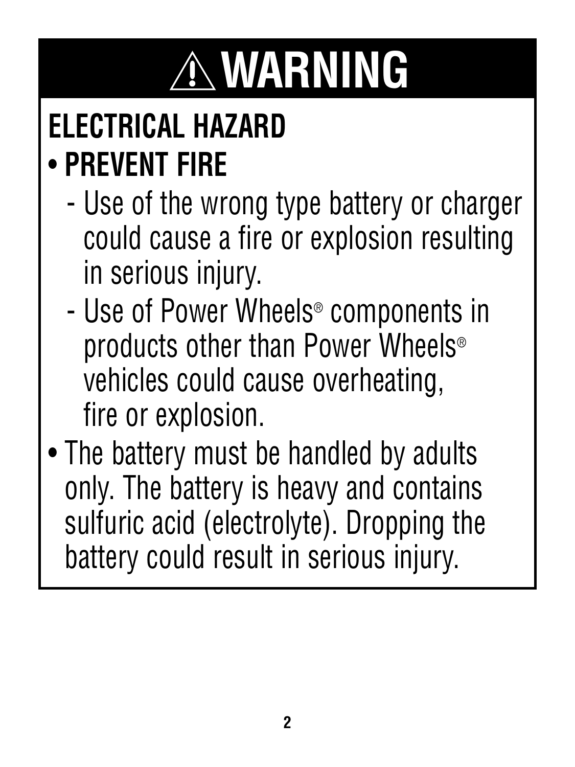# ⚠ WARNING

## ELECTRICAL HAZARD

- **PREVENT FIRE**
  - Use of the wrong type battery or charger could cause a fire or explosion resulting in serious injury.
  - Use of Power Wheels® components in products other than Power Wheels® vehicles could cause overheating, fire or explosion.
- The battery must be handled by adults only. The battery is heavy and contains sulfuric acid (electrolyte). Dropping the battery could result in serious injury.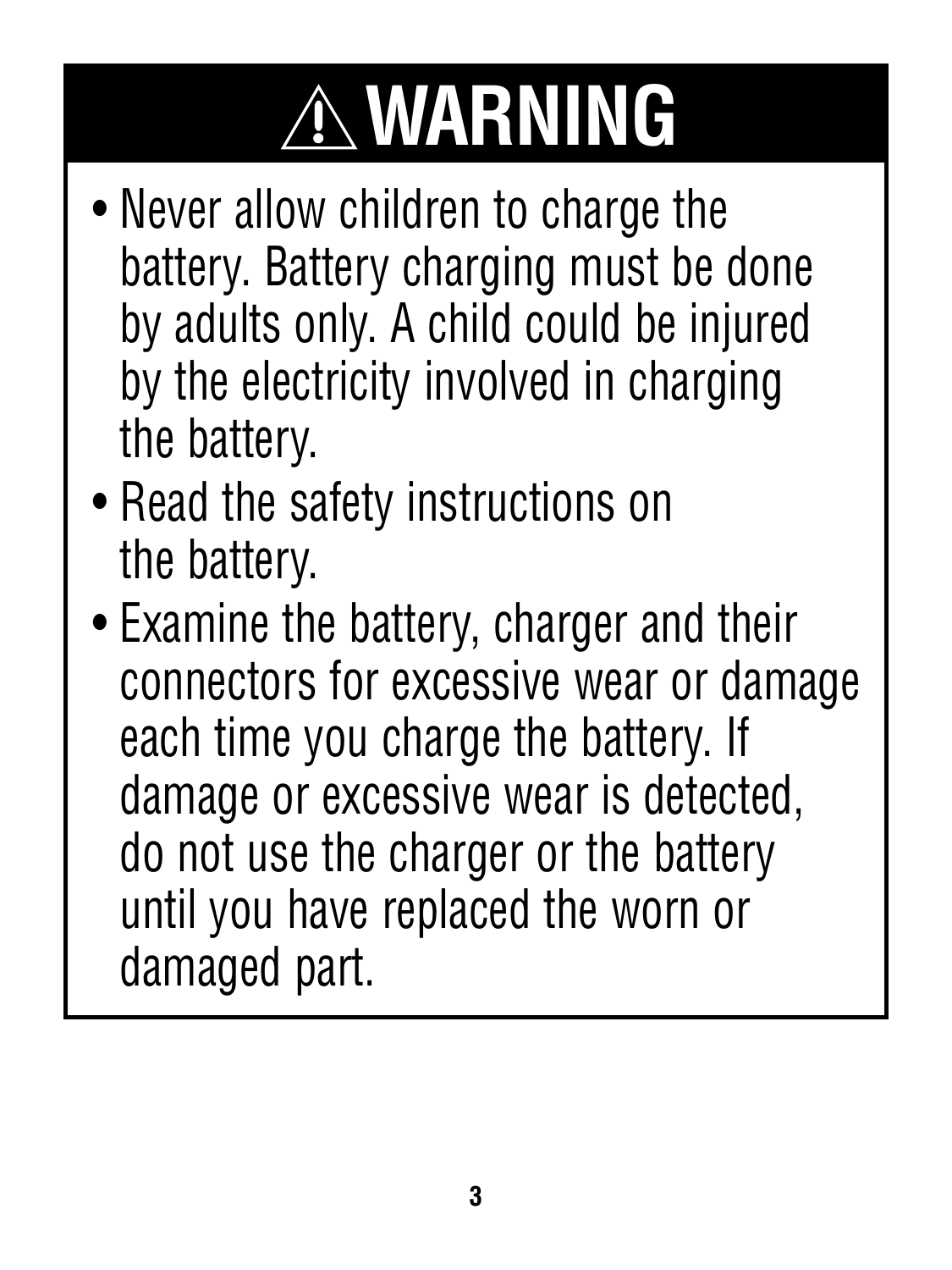# ⚠ WARNING

- Never allow children to charge the battery. Battery charging must be done by adults only. A child could be injured by the electricity involved in charging the battery.
- Read the safety instructions on the battery.
- Examine the battery, charger and their connectors for excessive wear or damage each time you charge the battery. If damage or excessive wear is detected, do not use the charger or the battery until you have replaced the worn or damaged part.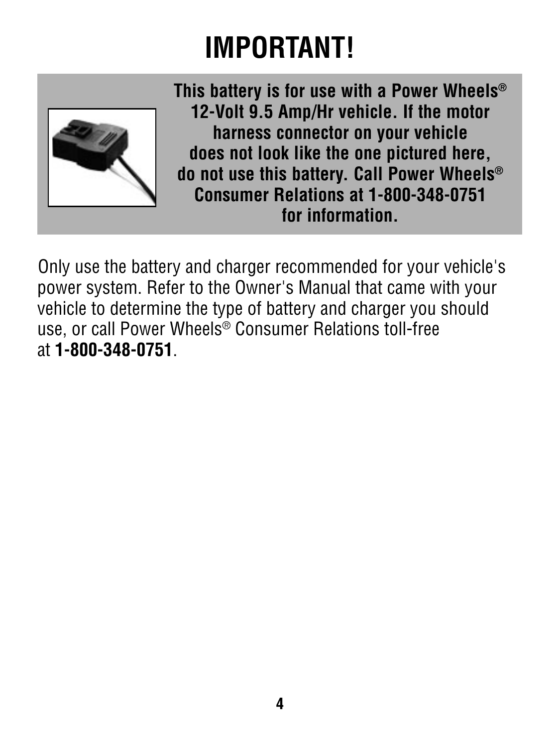# IMPORTANT!

**This battery is for use with a Power Wheels® 12-Volt 9.5 Amp/Hr vehicle. If the motor harness connector on your vehicle does not look like the one pictured here, do not use this battery. Call Power Wheels® Consumer Relations at 1-800-348-0751 for information.**

Only use the battery and charger recommended for your vehicle's power system. Refer to the Owner's Manual that came with your vehicle to determine the type of battery and charger you should use, or call Power Wheels® Consumer Relations toll-free at **1-800-348-0751**.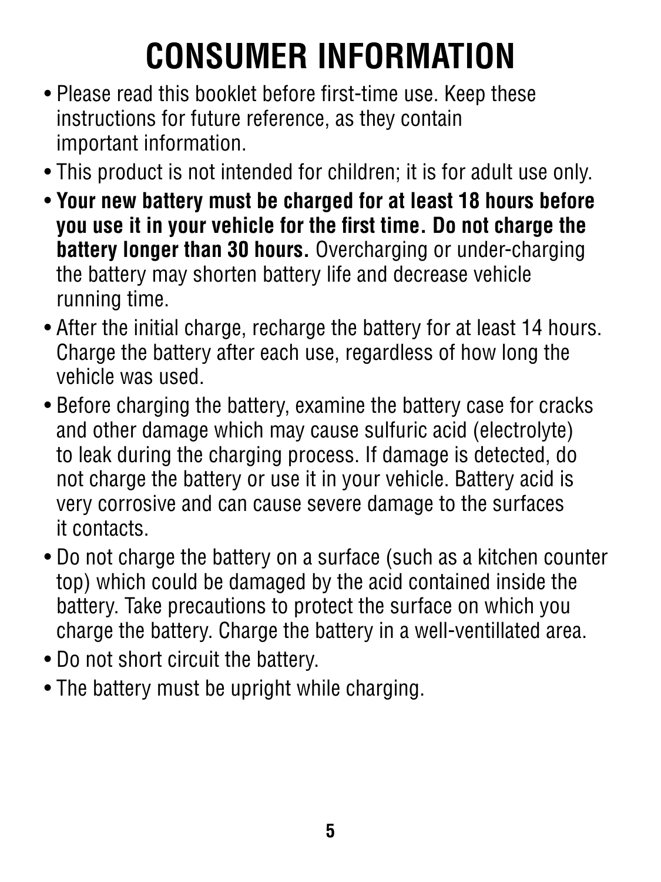# CONSUMER INFORMATION

- Please read this booklet before first-time use. Keep these instructions for future reference, as they contain important information.
- This product is not intended for children; it is for adult use only.
- **Your new battery must be charged for at least 18 hours before you use it in your vehicle for the first time. Do not charge the battery longer than 30 hours.** Overcharging or under-charging the battery may shorten battery life and decrease vehicle running time.
- After the initial charge, recharge the battery for at least 14 hours. Charge the battery after each use, regardless of how long the vehicle was used.
- Before charging the battery, examine the battery case for cracks and other damage which may cause sulfuric acid (electrolyte) to leak during the charging process. If damage is detected, do not charge the battery or use it in your vehicle. Battery acid is very corrosive and can cause severe damage to the surfaces it contacts.
- Do not charge the battery on a surface (such as a kitchen counter top) which could be damaged by the acid contained inside the battery. Take precautions to protect the surface on which you charge the battery. Charge the battery in a well-ventillated area.
- Do not short circuit the battery.
- The battery must be upright while charging.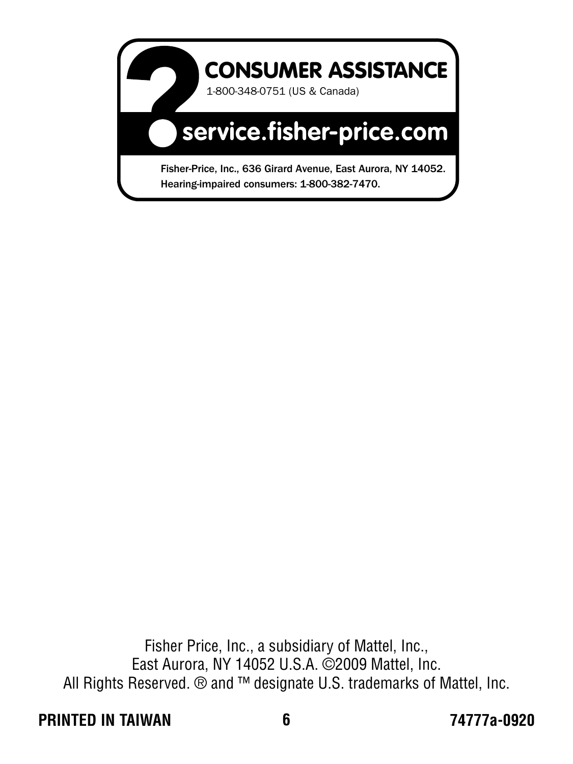## CONSUMER ASSISTANCE

1-800-348-0751 (US & Canada)

**service.fisher-price.com**

Fisher-Price, Inc., 636 Girard Avenue, East Aurora, NY 14052.
Hearing-impaired consumers: 1-800-382-7470.

Fisher Price, Inc., a subsidiary of Mattel, Inc.,
East Aurora, NY 14052 U.S.A. ©2009 Mattel, Inc.
All Rights Reserved. ® and ™ designate U.S. trademarks of Mattel, Inc.

**PRINTED IN TAIWAN** **74777a-0920**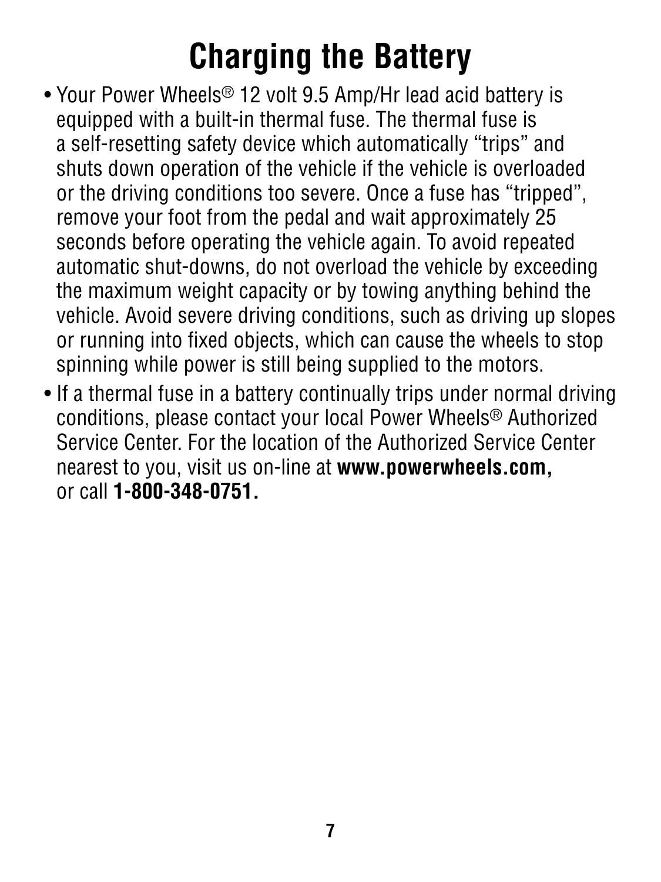# Charging the Battery

- Your Power Wheels® 12 volt 9.5 Amp/Hr lead acid battery is equipped with a built-in thermal fuse. The thermal fuse is a self-resetting safety device which automatically “trips” and shuts down operation of the vehicle if the vehicle is overloaded or the driving conditions too severe. Once a fuse has “tripped”, remove your foot from the pedal and wait approximately 25 seconds before operating the vehicle again. To avoid repeated automatic shut-downs, do not overload the vehicle by exceeding the maximum weight capacity or by towing anything behind the vehicle. Avoid severe driving conditions, such as driving up slopes or running into fixed objects, which can cause the wheels to stop spinning while power is still being supplied to the motors.
- If a thermal fuse in a battery continually trips under normal driving conditions, please contact your local Power Wheels® Authorized Service Center. For the location of the Authorized Service Center nearest to you, visit us on-line at **www.powerwheels.com,** or call **1-800-348-0751.**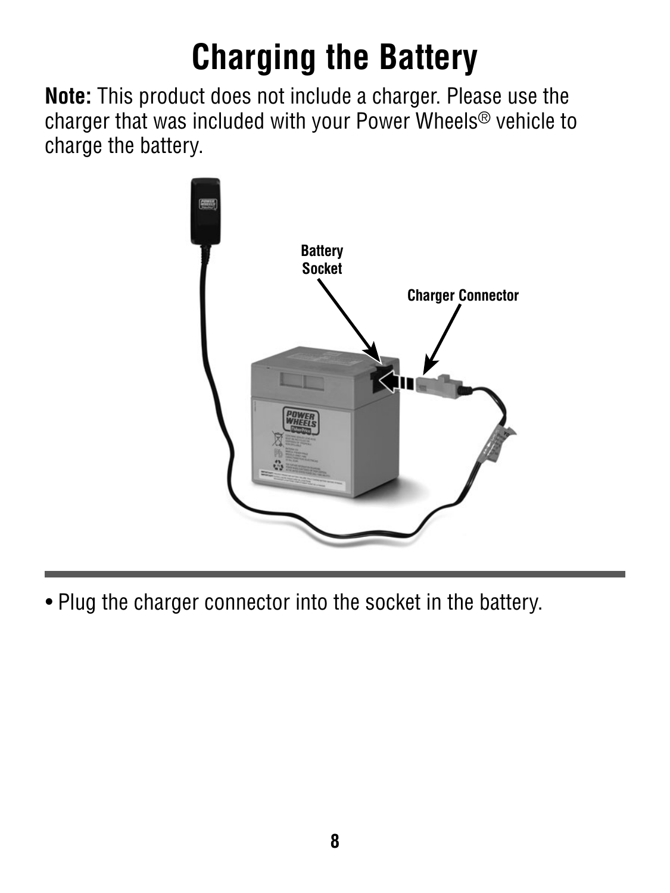# Charging the Battery

**Note:** This product does not include a charger. Please use the charger that was included with your Power Wheels® vehicle to charge the battery.

Battery Socket

Charger Connector

- Plug the charger connector into the socket in the battery.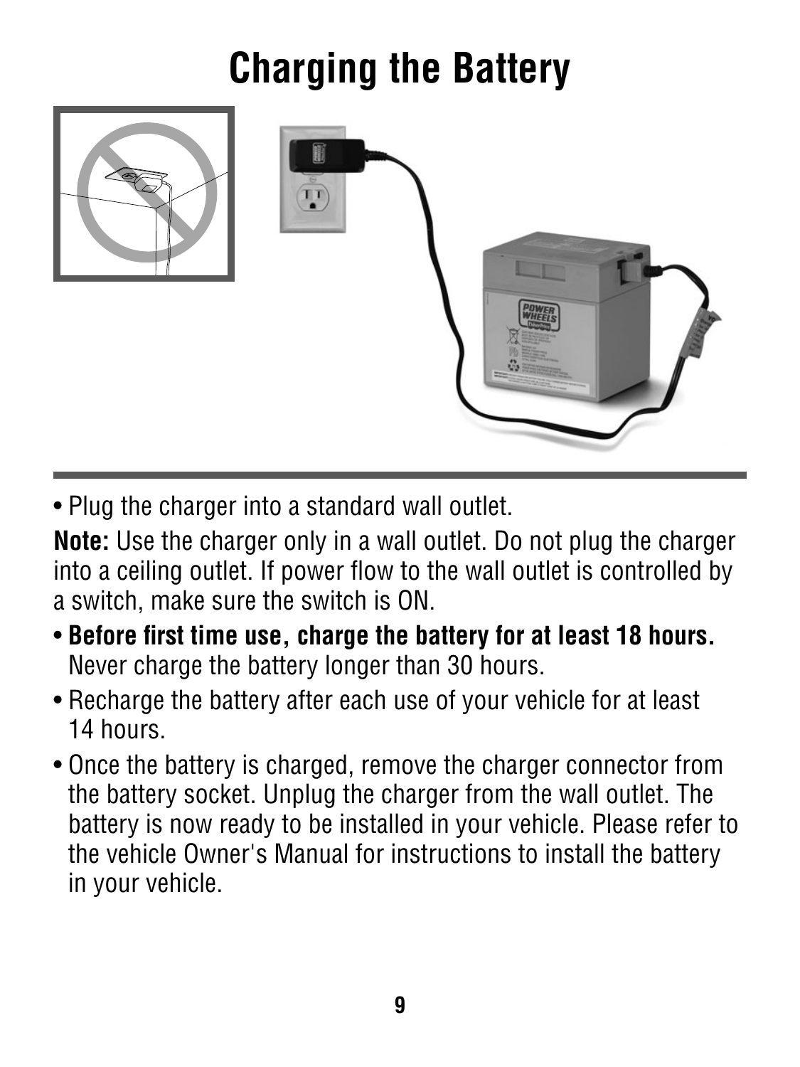# Charging the Battery

- Plug the charger into a standard wall outlet.

**Note:** Use the charger only in a wall outlet. Do not plug the charger into a ceiling outlet. If power flow to the wall outlet is controlled by a switch, make sure the switch is ON.

- **Before first time use, charge the battery for at least 18 hours.** Never charge the battery longer than 30 hours.
- Recharge the battery after each use of your vehicle for at least 14 hours.
- Once the battery is charged, remove the charger connector from the battery socket. Unplug the charger from the wall outlet. The battery is now ready to be installed in your vehicle. Please refer to the vehicle Owner's Manual for instructions to install the battery in your vehicle.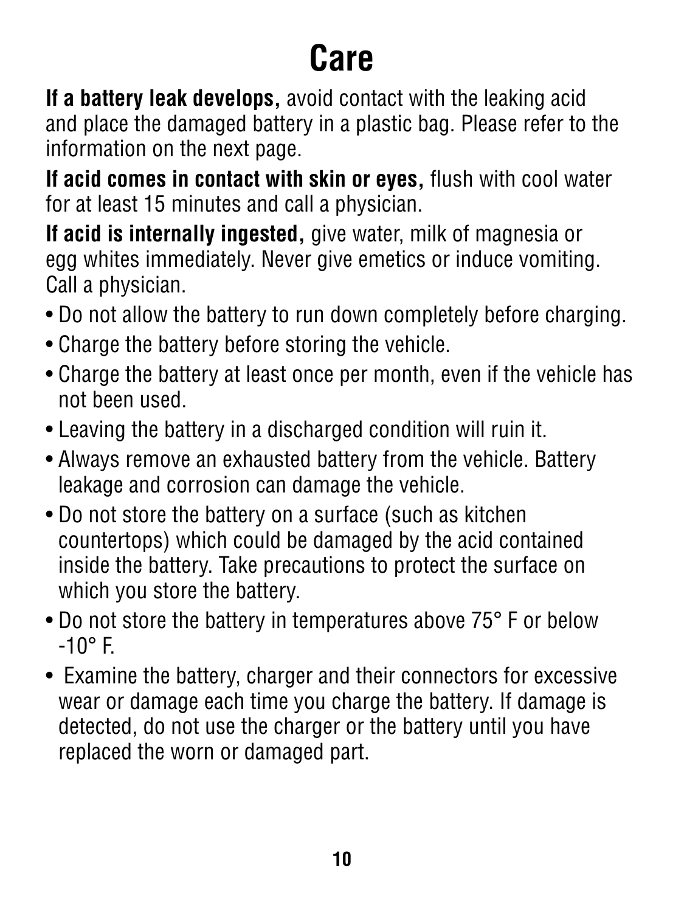# Care

**If a battery leak develops,** avoid contact with the leaking acid and place the damaged battery in a plastic bag. Please refer to the information on the next page.

**If acid comes in contact with skin or eyes,** flush with cool water for at least 15 minutes and call a physician.

**If acid is internally ingested,** give water, milk of magnesia or egg whites immediately. Never give emetics or induce vomiting. Call a physician.

- Do not allow the battery to run down completely before charging.
- Charge the battery before storing the vehicle.
- Charge the battery at least once per month, even if the vehicle has not been used.
- Leaving the battery in a discharged condition will ruin it.
- Always remove an exhausted battery from the vehicle. Battery leakage and corrosion can damage the vehicle.
- Do not store the battery on a surface (such as kitchen countertops) which could be damaged by the acid contained inside the battery. Take precautions to protect the surface on which you store the battery.
- Do not store the battery in temperatures above 75° F or below -10° F.
- Examine the battery, charger and their connectors for excessive wear or damage each time you charge the battery. If damage is detected, do not use the charger or the battery until you have replaced the worn or damaged part.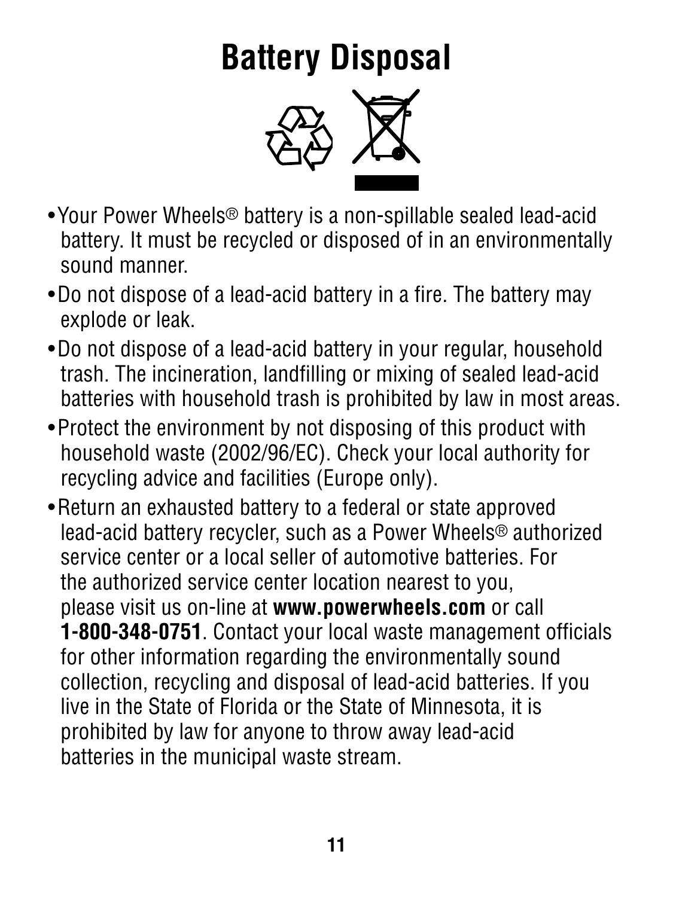# Battery Disposal

- Your Power Wheels® battery is a non-spillable sealed lead-acid battery. It must be recycled or disposed of in an environmentally sound manner.
- Do not dispose of a lead-acid battery in a fire. The battery may explode or leak.
- Do not dispose of a lead-acid battery in your regular, household trash. The incineration, landfilling or mixing of sealed lead-acid batteries with household trash is prohibited by law in most areas.
- Protect the environment by not disposing of this product with household waste (2002/96/EC). Check your local authority for recycling advice and facilities (Europe only).
- Return an exhausted battery to a federal or state approved lead-acid battery recycler, such as a Power Wheels® authorized service center or a local seller of automotive batteries. For the authorized service center location nearest to you, please visit us on-line at **www.powerwheels.com** or call **1-800-348-0751**. Contact your local waste management officials for other information regarding the environmentally sound collection, recycling and disposal of lead-acid batteries. If you live in the State of Florida or the State of Minnesota, it is prohibited by law for anyone to throw away lead-acid batteries in the municipal waste stream.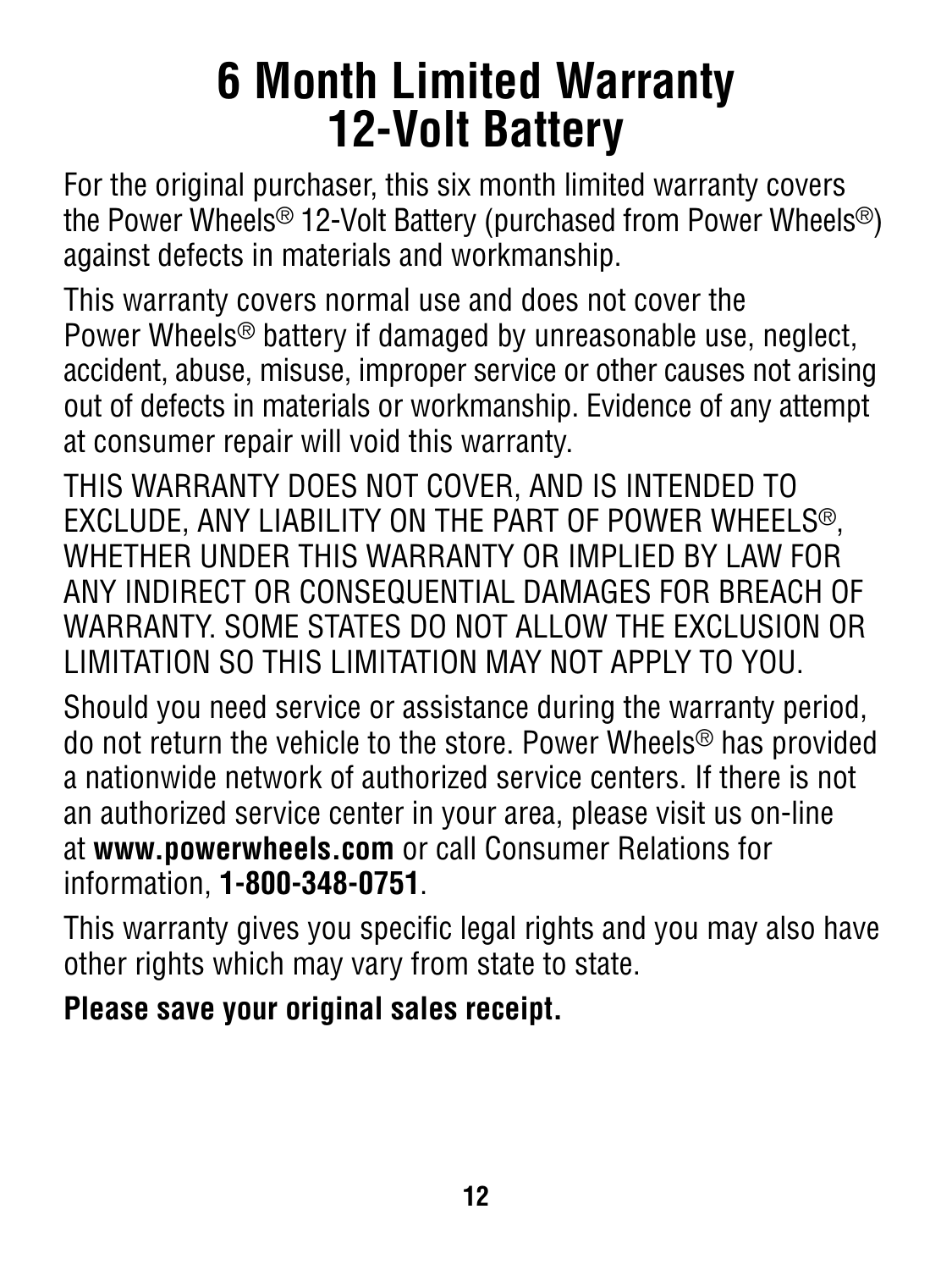# 6 Month Limited Warranty 12-Volt Battery

For the original purchaser, this six month limited warranty covers the Power Wheels® 12-Volt Battery (purchased from Power Wheels®) against defects in materials and workmanship.

This warranty covers normal use and does not cover the Power Wheels® battery if damaged by unreasonable use, neglect, accident, abuse, misuse, improper service or other causes not arising out of defects in materials or workmanship. Evidence of any attempt at consumer repair will void this warranty.

THIS WARRANTY DOES NOT COVER, AND IS INTENDED TO EXCLUDE, ANY LIABILITY ON THE PART OF POWER WHEELS®, WHETHER UNDER THIS WARRANTY OR IMPLIED BY LAW FOR ANY INDIRECT OR CONSEQUENTIAL DAMAGES FOR BREACH OF WARRANTY. SOME STATES DO NOT ALLOW THE EXCLUSION OR LIMITATION SO THIS LIMITATION MAY NOT APPLY TO YOU.

Should you need service or assistance during the warranty period, do not return the vehicle to the store. Power Wheels® has provided a nationwide network of authorized service centers. If there is not an authorized service center in your area, please visit us on-line at **www.powerwheels.com** or call Consumer Relations for information, **1-800-348-0751**.

This warranty gives you specific legal rights and you may also have other rights which may vary from state to state.

**Please save your original sales receipt.**